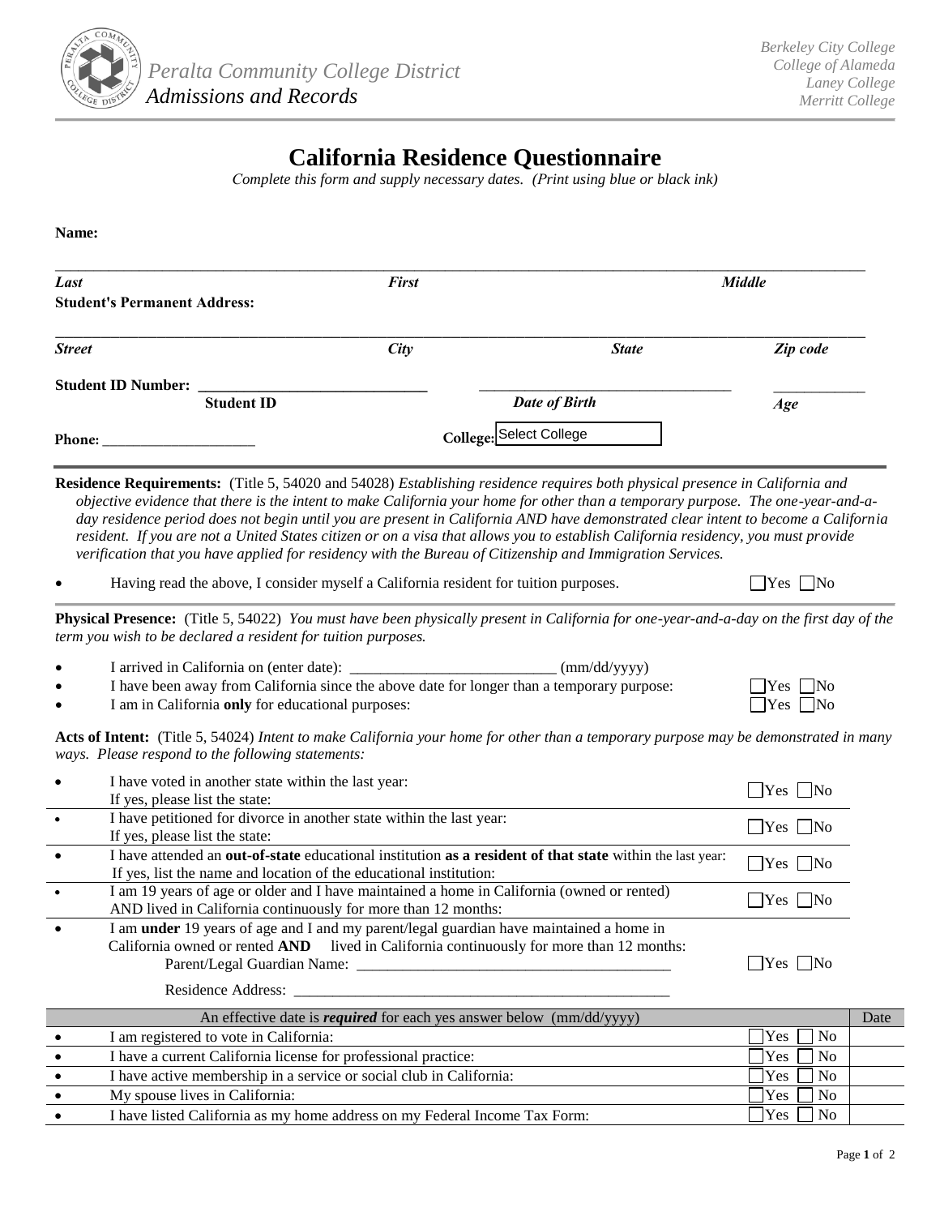Peralta Community College District
*Admissions and Records*

*Berkeley City College*
*College of Alameda*
*Laney College*
*Merritt College*

# California Residence Questionnaire

*Complete this form and supply necessary dates. (Print using blue or black ink)*

**Name:**

_______________________________________________________________________________

***Last*** ***First*** ***Middle***

**Student's Permanent Address:**

_______________________________________________________________________________

***Street*** ***City*** ***State*** ***Zip code***

**Student ID Number:** ______________________________ ______________________________ ____________

**Student ID** ***Date of Birth*** ***Age***

**Phone:** ____________________ **College:** Select College

**Residence Requirements:** (Title 5, 54020 and 54028) *Establishing residence requires both physical presence in California and objective evidence that there is the intent to make California your home for other than a temporary purpose. The one-year-and-a-day residence period does not begin until you are present in California AND have demonstrated clear intent to become a California resident. If you are not a United States citizen or on a visa that allows you to establish California residency, you must provide verification that you have applied for residency with the Bureau of Citizenship and Immigration Services.*

- Having read the above, I consider myself a California resident for tuition purposes. ☐Yes ☐No

**Physical Presence:** (Title 5, 54022) *You must have been physically present in California for one-year-and-a-day on the first day of the term you wish to be declared a resident for tuition purposes.*

- I arrived in California on (enter date): __________________________ (mm/dd/yyyy)
- I have been away from California since the above date for longer than a temporary purpose: ☐Yes ☐No
- I am in California **only** for educational purposes: ☐Yes ☐No

**Acts of Intent:** (Title 5, 54024) *Intent to make California your home for other than a temporary purpose may be demonstrated in many ways. Please respond to the following statements:*

- I have voted in another state within the last year: ☐Yes ☐No
  If yes, please list the state:
- I have petitioned for divorce in another state within the last year: ☐Yes ☐No
  If yes, please list the state:
- I have attended an **out-of-state** educational institution **as a resident of that state** within the last year: ☐Yes ☐No
  If yes, list the name and location of the educational institution:
- I am 19 years of age or older and I have maintained a home in California (owned or rented) AND lived in California continuously for more than 12 months: ☐Yes ☐No
- I am **under** 19 years of age and I and my parent/legal guardian have maintained a home in California owned or rented **AND** lived in California continuously for more than 12 months: ☐Yes ☐No
  Parent/Legal Guardian Name: ________________________________________
  Residence Address: ________________________________________________

| An effective date is ***required*** for each yes answer below (mm/dd/yyyy) | | Date |
|---|---|---|
| I am registered to vote in California: | ☐Yes ☐No | |
| I have a current California license for professional practice: | ☐Yes ☐No | |
| I have active membership in a service or social club in California: | ☐Yes ☐No | |
| My spouse lives in California: | ☐Yes ☐No | |
| I have listed California as my home address on my Federal Income Tax Form: | ☐Yes ☐No | |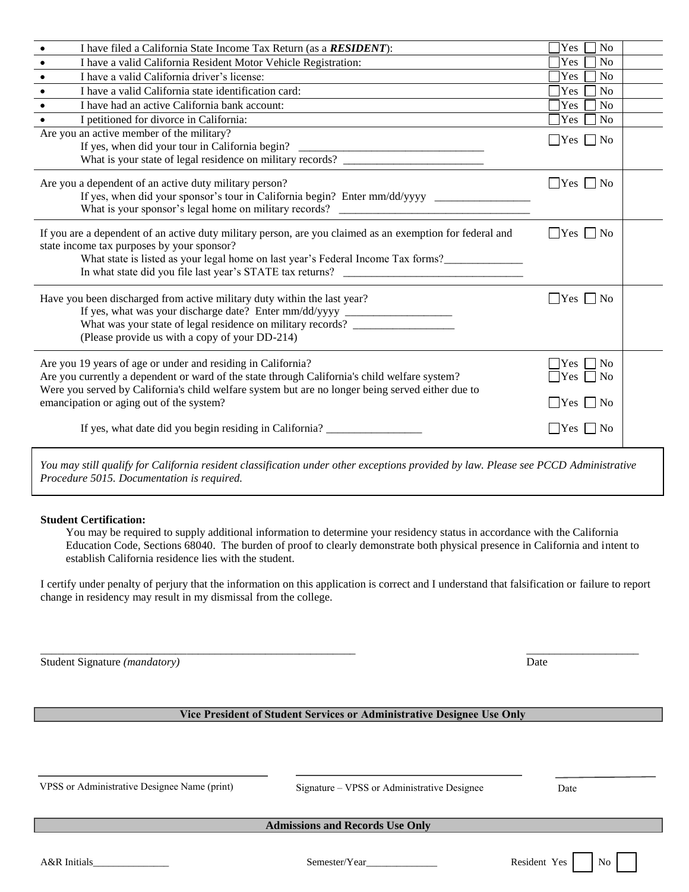| | | |
|---|---|---|
| • I have filed a California State Income Tax Return (as a ***RESIDENT***): | ☐Yes ☐ No | |
| • I have a valid California Resident Motor Vehicle Registration: | ☐Yes ☐ No | |
| • I have a valid California driver's license: | ☐Yes ☐ No | |
| • I have a valid California state identification card: | ☐Yes ☐ No | |
| • I have had an active California bank account: | ☐Yes ☐ No | |
| • I petitioned for divorce in California: | ☐Yes ☐ No | |
| Are you an active member of the military?<br>If yes, when did your tour in California begin? ________________________________<br>What is your state of legal residence on military records? ________________________ | ☐Yes ☐ No | |
| Are you a dependent of an active duty military person?<br>If yes, when did your sponsor's tour in California begin? Enter mm/dd/yyyy ________________<br>What is your sponsor's legal home on military records? _________________________________ | ☐Yes ☐ No | |
| If you are a dependent of an active duty military person, are you claimed as an exemption for federal and state income tax purposes by your sponsor?<br>What state is listed as your legal home on last year's Federal Income Tax forms?_____________<br>In what state did you file last year's STATE tax returns? _______________________________ | ☐Yes ☐ No | |
| Have you been discharged from active military duty within the last year?<br>If yes, what was your discharge date? Enter mm/dd/yyyy __________________<br>What was your state of legal residence on military records? _________________<br>(Please provide us with a copy of your DD-214) | ☐Yes ☐ No | |
| Are you 19 years of age or under and residing in California?<br>Are you currently a dependent or ward of the state through California's child welfare system?<br>Were you served by California's child welfare system but are no longer being served either due to emancipation or aging out of the system?<br><br>If yes, what date did you begin residing in California? ________________ | ☐Yes ☐ No<br>☐Yes ☐ No<br><br>☐Yes ☐ No<br><br>☐Yes ☐ No | |

*You may still qualify for California resident classification under other exceptions provided by law. Please see PCCD Administrative Procedure 5015. Documentation is required.*

**Student Certification:**

You may be required to supply additional information to determine your residency status in accordance with the California Education Code, Sections 68040. The burden of proof to clearly demonstrate both physical presence in California and intent to establish California residence lies with the student.

I certify under penalty of perjury that the information on this application is correct and I understand that falsification or failure to report change in residency may result in my dismissal from the college.

_________________________________________________________ ____________________

Student Signature *(mandatory)* Date

**Vice President of Student Services or Administrative Designee Use Only**

_________________________________ _________________________________ ______________

VPSS or Administrative Designee Name (print) Signature – VPSS or Administrative Designee Date

**Admissions and Records Use Only**

A&R Initials_______________ Semester/Year______________ Resident Yes ☐ No ☐